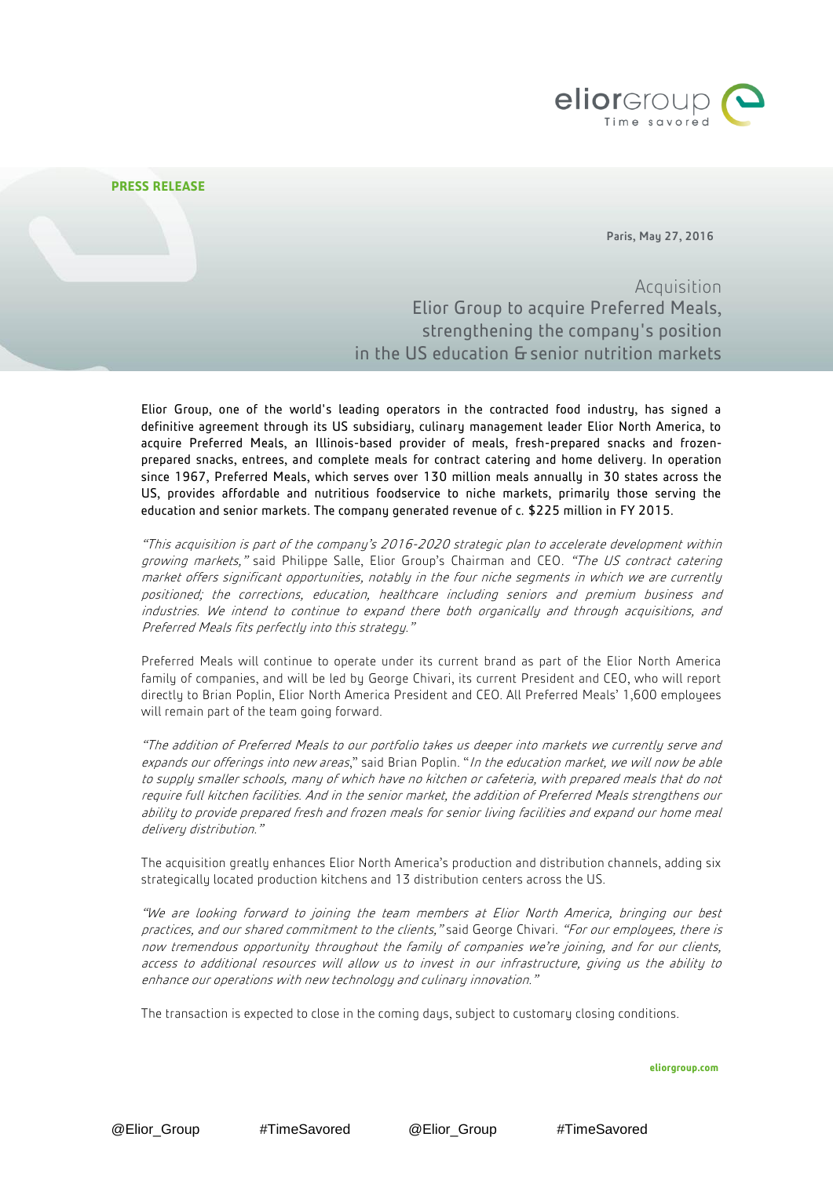**PRESS RELEASE**

Paris, May 27, 2016

# Acquisition
## Elior Group to acquire Preferred Meals, strengthening the company's position in the US education & senior nutrition markets

Elior Group, one of the world's leading operators in the contracted food industry, has signed a definitive agreement through its US subsidiary, culinary management leader Elior North America, to acquire Preferred Meals, an Illinois-based provider of meals, fresh-prepared snacks and frozen-prepared snacks, entrees, and complete meals for contract catering and home delivery. In operation since 1967, Preferred Meals, which serves over 130 million meals annually in 30 states across the US, provides affordable and nutritious foodservice to niche markets, primarily those serving the education and senior markets. The company generated revenue of c. $225 million in FY 2015.

*"This acquisition is part of the company's 2016-2020 strategic plan to accelerate development within growing markets,"* said Philippe Salle, Elior Group's Chairman and CEO. *"The US contract catering market offers significant opportunities, notably in the four niche segments in which we are currently positioned; the corrections, education, healthcare including seniors and premium business and industries. We intend to continue to expand there both organically and through acquisitions, and Preferred Meals fits perfectly into this strategy."*

Preferred Meals will continue to operate under its current brand as part of the Elior North America family of companies, and will be led by George Chivari, its current President and CEO, who will report directly to Brian Poplin, Elior North America President and CEO. All Preferred Meals' 1,600 employees will remain part of the team going forward.

*"The addition of Preferred Meals to our portfolio takes us deeper into markets we currently serve and expands our offerings into new areas*," said Brian Poplin. "*In the education market, we will now be able to supply smaller schools, many of which have no kitchen or cafeteria, with prepared meals that do not require full kitchen facilities. And in the senior market, the addition of Preferred Meals strengthens our ability to provide prepared fresh and frozen meals for senior living facilities and expand our home meal delivery distribution."*

The acquisition greatly enhances Elior North America's production and distribution channels, adding six strategically located production kitchens and 13 distribution centers across the US.

*"We are looking forward to joining the team members at Elior North America, bringing our best practices, and our shared commitment to the clients,"* said George Chivari. *"For our employees, there is now tremendous opportunity throughout the family of companies we're joining, and for our clients, access to additional resources will allow us to invest in our infrastructure, giving us the ability to enhance our operations with new technology and culinary innovation."*

The transaction is expected to close in the coming days, subject to customary closing conditions.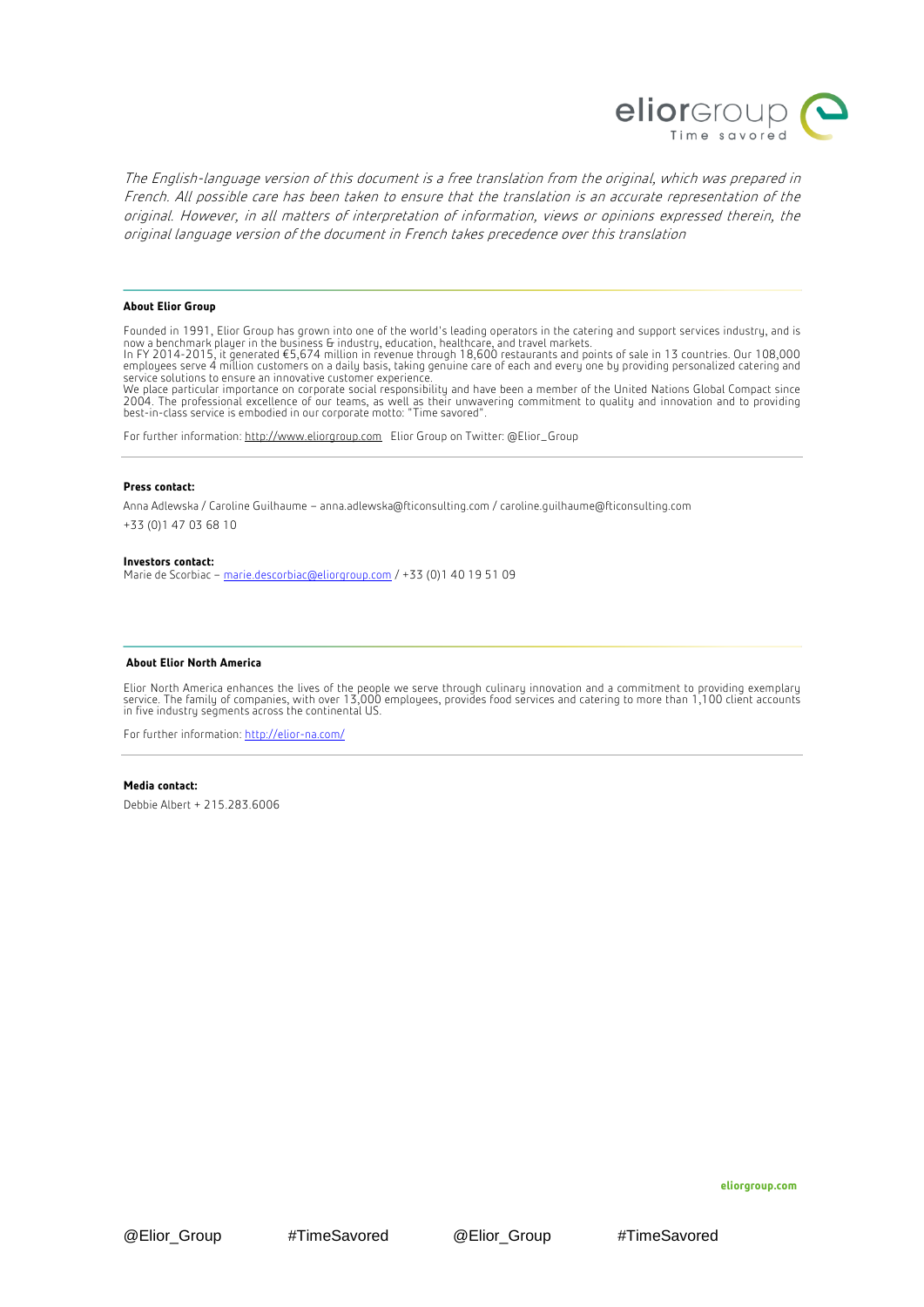*The English-language version of this document is a free translation from the original, which was prepared in French. All possible care has been taken to ensure that the translation is an accurate representation of the original. However, in all matters of interpretation of information, views or opinions expressed therein, the original language version of the document in French takes precedence over this translation*

**About Elior Group**

Founded in 1991, Elior Group has grown into one of the world's leading operators in the catering and support services industry, and is now a benchmark player in the business & industry, education, healthcare, and travel markets.
In FY 2014-2015, it generated €5,674 million in revenue through 18,600 restaurants and points of sale in 13 countries. Our 108,000 employees serve 4 million customers on a daily basis, taking genuine care of each and every one by providing personalized catering and service solutions to ensure an innovative customer experience.
We place particular importance on corporate social responsibility and have been a member of the United Nations Global Compact since 2004. The professional excellence of our teams, as well as their unwavering commitment to quality and innovation and to providing best-in-class service is embodied in our corporate motto: "Time savored".

For further information: http://www.eliorgroup.com Elior Group on Twitter: @Elior_Group

**Press contact:**

Anna Adlewska / Caroline Guilhaume – anna.adlewska@fticonsulting.com / caroline.guilhaume@fticonsulting.com

+33 (0)1 47 03 68 10

**Investors contact:**
Marie de Scorbiac – marie.descorbiac@eliorgroup.com / +33 (0)1 40 19 51 09

**About Elior North America**

Elior North America enhances the lives of the people we serve through culinary innovation and a commitment to providing exemplary service. The family of companies, with over 13,000 employees, provides food services and catering to more than 1,100 client accounts in five industry segments across the continental US.

For further information: http://elior-na.com/

**Media contact:**

Debbie Albert + 215.283.6006

eliorgroup.com

@Elior_Group #TimeSavored @Elior_Group #TimeSavored